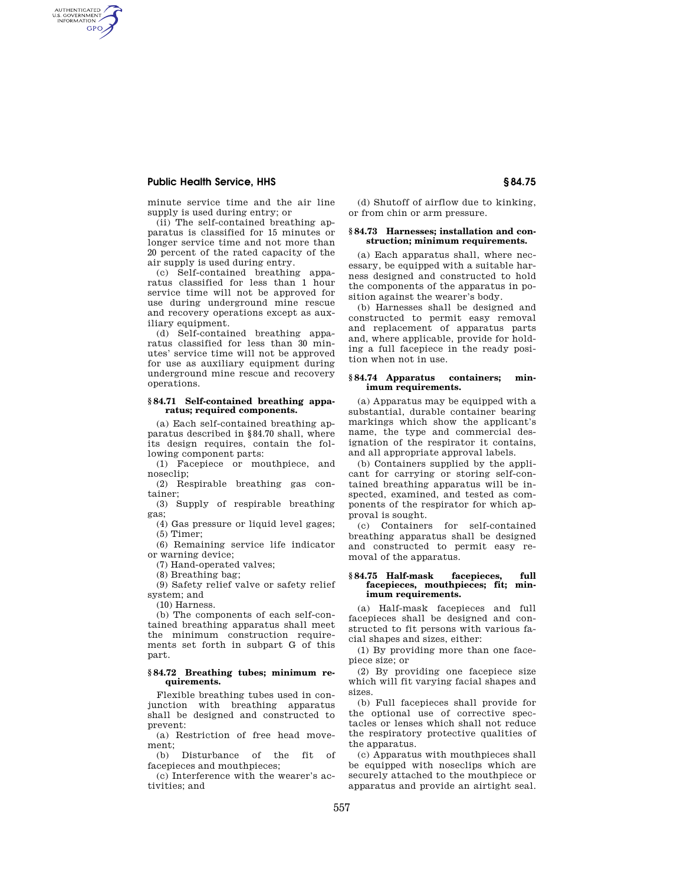minute service time and the air line supply is used during entry; or

(ii) The self-contained breathing apparatus is classified for 15 minutes or longer service time and not more than 20 percent of the rated capacity of the air supply is used during entry.

(c) Self-contained breathing apparatus classified for less than 1 hour service time will not be approved for use during underground mine rescue and recovery operations except as auxiliary equipment.

(d) Self-contained breathing apparatus classified for less than 30 minutes' service time will not be approved for use as auxiliary equipment during underground mine rescue and recovery operations.

### § 84.71 Self-contained breathing apparatus; required components.

(a) Each self-contained breathing apparatus described in §84.70 shall, where its design requires, contain the following component parts:

(1) Facepiece or mouthpiece, and noseclip;

(2) Respirable breathing gas container;

(3) Supply of respirable breathing gas;

(4) Gas pressure or liquid level gages;

(5) Timer;

(6) Remaining service life indicator or warning device;

(7) Hand-operated valves;

(8) Breathing bag;

(9) Safety relief valve or safety relief system; and

(10) Harness.

(b) The components of each self-contained breathing apparatus shall meet the minimum construction requirements set forth in subpart G of this part.

### § 84.72 Breathing tubes; minimum requirements.

Flexible breathing tubes used in conjunction with breathing apparatus shall be designed and constructed to prevent:

(a) Restriction of free head movement;

(b) Disturbance of the fit of facepieces and mouthpieces;

(c) Interference with the wearer's activities; and

(d) Shutoff of airflow due to kinking, or from chin or arm pressure.

### § 84.73 Harnesses; installation and construction; minimum requirements.

(a) Each apparatus shall, where necessary, be equipped with a suitable harness designed and constructed to hold the components of the apparatus in position against the wearer's body.

(b) Harnesses shall be designed and constructed to permit easy removal and replacement of apparatus parts and, where applicable, provide for holding a full facepiece in the ready position when not in use.

### § 84.74 Apparatus containers; minimum requirements.

(a) Apparatus may be equipped with a substantial, durable container bearing markings which show the applicant's name, the type and commercial designation of the respirator it contains, and all appropriate approval labels.

(b) Containers supplied by the applicant for carrying or storing self-contained breathing apparatus will be inspected, examined, and tested as components of the respirator for which approval is sought.

(c) Containers for self-contained breathing apparatus shall be designed and constructed to permit easy removal of the apparatus.

### § 84.75 Half-mask facepieces, full facepieces, mouthpieces; fit; minimum requirements.

(a) Half-mask facepieces and full facepieces shall be designed and constructed to fit persons with various facial shapes and sizes, either:

(1) By providing more than one facepiece size; or

(2) By providing one facepiece size which will fit varying facial shapes and sizes.

(b) Full facepieces shall provide for the optional use of corrective spectacles or lenses which shall not reduce the respiratory protective qualities of the apparatus.

(c) Apparatus with mouthpieces shall be equipped with noseclips which are securely attached to the mouthpiece or apparatus and provide an airtight seal.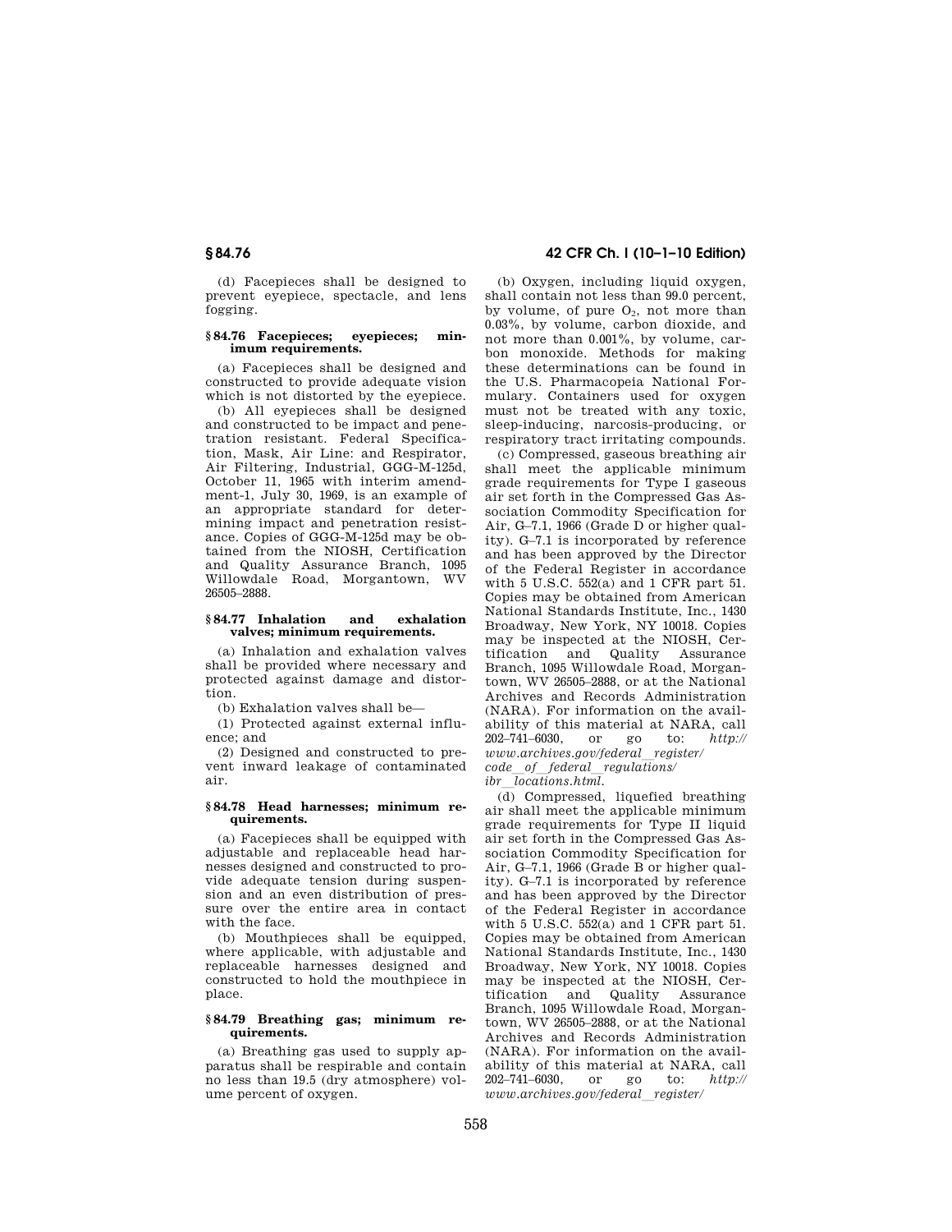(d) Facepieces shall be designed to prevent eyepiece, spectacle, and lens fogging.

### § 84.76 Facepieces; eyepieces; minimum requirements.

(a) Facepieces shall be designed and constructed to provide adequate vision which is not distorted by the eyepiece.

(b) All eyepieces shall be designed and constructed to be impact and penetration resistant. Federal Specification, Mask, Air Line: and Respirator, Air Filtering, Industrial, GGG-M-125d, October 11, 1965 with interim amendment-1, July 30, 1969, is an example of an appropriate standard for determining impact and penetration resistance. Copies of GGG-M-125d may be obtained from the NIOSH, Certification and Quality Assurance Branch, 1095 Willowdale Road, Morgantown, WV 26505–2888.

### § 84.77 Inhalation and exhalation valves; minimum requirements.

(a) Inhalation and exhalation valves shall be provided where necessary and protected against damage and distortion.

(b) Exhalation valves shall be—

(1) Protected against external influence; and

(2) Designed and constructed to prevent inward leakage of contaminated air.

### § 84.78 Head harnesses; minimum requirements.

(a) Facepieces shall be equipped with adjustable and replaceable head harnesses designed and constructed to provide adequate tension during suspension and an even distribution of pressure over the entire area in contact with the face.

(b) Mouthpieces shall be equipped, where applicable, with adjustable and replaceable harnesses designed and constructed to hold the mouthpiece in place.

### § 84.79 Breathing gas; minimum requirements.

(a) Breathing gas used to supply apparatus shall be respirable and contain no less than 19.5 (dry atmosphere) volume percent of oxygen.

(b) Oxygen, including liquid oxygen, shall contain not less than 99.0 percent, by volume, of pure $O_2$, not more than 0.03%, by volume, carbon dioxide, and not more than 0.001%, by volume, carbon monoxide. Methods for making these determinations can be found in the U.S. Pharmacopeia National Formulary. Containers used for oxygen must not be treated with any toxic, sleep-inducing, narcosis-producing, or respiratory tract irritating compounds.

(c) Compressed, gaseous breathing air shall meet the applicable minimum grade requirements for Type I gaseous air set forth in the Compressed Gas Association Commodity Specification for Air, G–7.1, 1966 (Grade D or higher quality). G–7.1 is incorporated by reference and has been approved by the Director of the Federal Register in accordance with 5 U.S.C. 552(a) and 1 CFR part 51. Copies may be obtained from American National Standards Institute, Inc., 1430 Broadway, New York, NY 10018. Copies may be inspected at the NIOSH, Certification and Quality Assurance Branch, 1095 Willowdale Road, Morgantown, WV 26505–2888, or at the National Archives and Records Administration (NARA). For information on the availability of this material at NARA, call 202–741–6030, or go to: *http://www.archives.gov/federal_register/code_of_federal_regulations/ibr_locations.html.*

(d) Compressed, liquefied breathing air shall meet the applicable minimum grade requirements for Type II liquid air set forth in the Compressed Gas Association Commodity Specification for Air, G–7.1, 1966 (Grade B or higher quality). G–7.1 is incorporated by reference and has been approved by the Director of the Federal Register in accordance with 5 U.S.C. 552(a) and 1 CFR part 51. Copies may be obtained from American National Standards Institute, Inc., 1430 Broadway, New York, NY 10018. Copies may be inspected at the NIOSH, Certification and Quality Assurance Branch, 1095 Willowdale Road, Morgantown, WV 26505–2888, or at the National Archives and Records Administration (NARA). For information on the availability of this material at NARA, call 202–741–6030, or go to: *http://www.archives.gov/federal_register/*